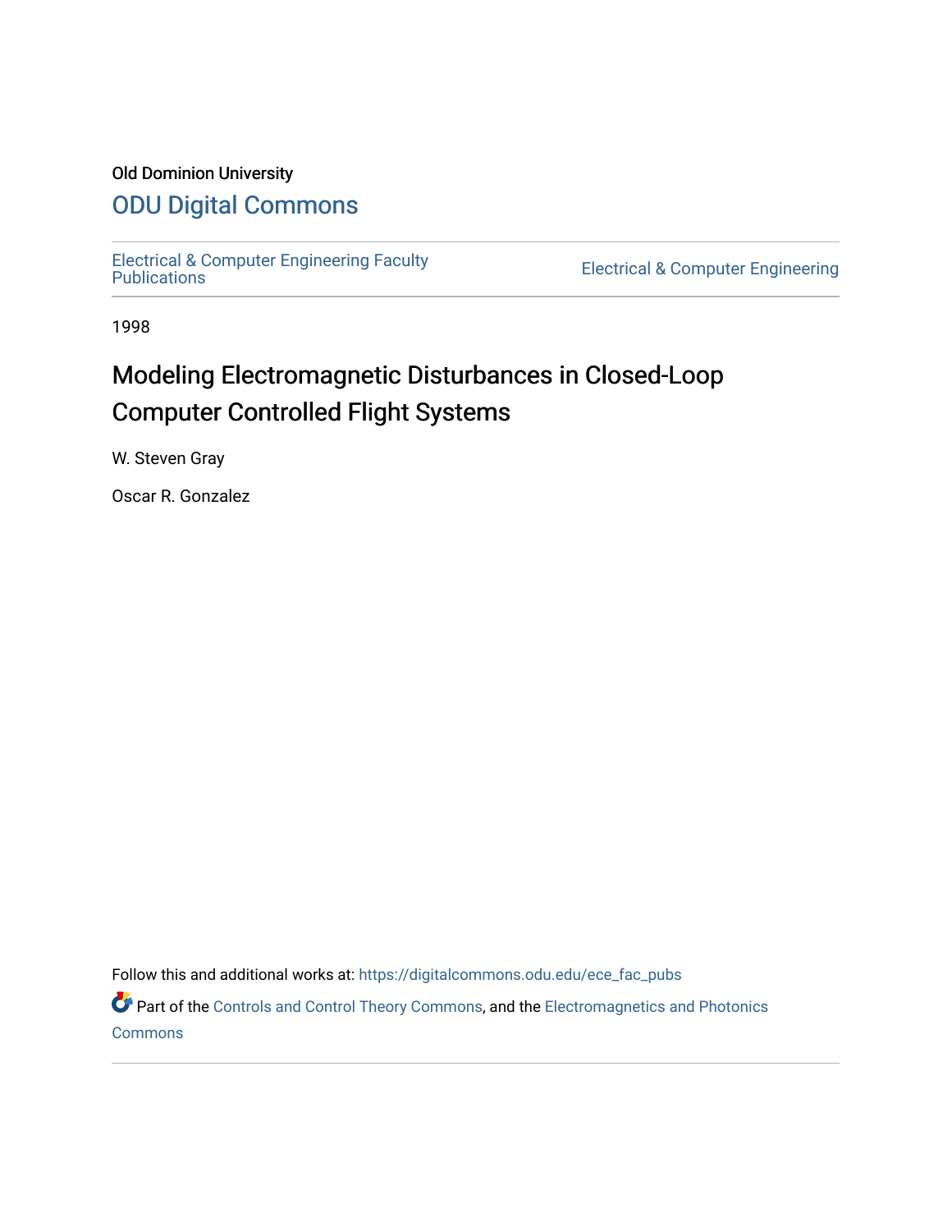Old Dominion University

# ODU Digital Commons

Electrical & Computer Engineering Faculty Publications | Electrical & Computer Engineering

1998

# Modeling Electromagnetic Disturbances in Closed-Loop Computer Controlled Flight Systems

W. Steven Gray

Oscar R. Gonzalez

Follow this and additional works at: https://digitalcommons.odu.edu/ece_fac_pubs

Part of the Controls and Control Theory Commons, and the Electromagnetics and Photonics Commons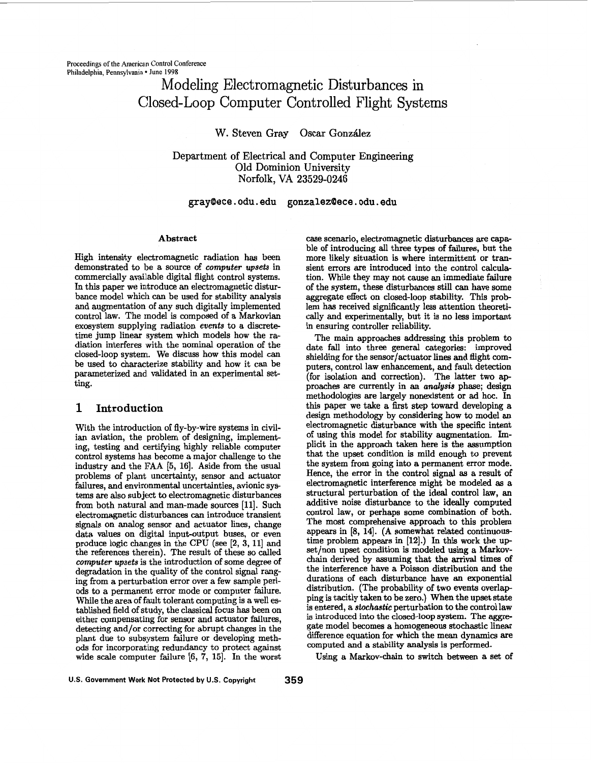# Modeling Electromagnetic Disturbances in Closed-Loop Computer Controlled Flight Systems

W. Steven Gray Oscar González

Department of Electrical and Computer Engineering
Old Dominion University
Norfolk, VA 23529-0246

gray@ece.odu.edu gonzalez@ece.odu.edu

### Abstract

High intensity electromagnetic radiation has been demonstrated to be a source of *computer upsets* in commercially available digital flight control systems. In this paper we introduce an electromagnetic disturbance model which can be used for stability analysis and augmentation of any such digitally implemented control law. The model is composed of a Markovian exosystem supplying radiation *events* to a discrete-time jump linear system which models how the radiation interferes with the nominal operation of the closed-loop system. We discuss how this model can be used to characterize stability and how it can be parameterized and validated in an experimental setting.

## 1 Introduction

With the introduction of fly-by-wire systems in civilian aviation, the problem of designing, implementing, testing and certifying highly reliable computer control systems has become a major challenge to the industry and the FAA [5, 16]. Aside from the usual problems of plant uncertainty, sensor and actuator failures, and environmental uncertainties, avionic systems are also subject to electromagnetic disturbances from both natural and man-made sources [11]. Such electromagnetic disturbances can introduce transient signals on analog sensor and actuator lines, change data values on digital input-output buses, or even produce logic changes in the CPU (see [2, 3, 11] and the references therein). The result of these so called *computer upsets* is the introduction of some degree of degradation in the quality of the control signal ranging from a perturbation error over a few sample periods to a permanent error mode or computer failure. While the area of fault tolerant computing is a well established field of study, the classical focus has been on either compensating for sensor and actuator failures, detecting and/or correcting for abrupt changes in the plant due to subsystem failure or developing methods for incorporating redundancy to protect against wide scale computer failure [6, 7, 15]. In the worst case scenario, electromagnetic disturbances are capable of introducing all three types of failures, but the more likely situation is where intermittent or transient errors are introduced into the control calculation. While they may not cause an immediate failure of the system, these disturbances still can have some aggregate effect on closed-loop stability. This problem has received significantly less attention theoretically and experimentally, but it is no less important in ensuring controller reliability.

The main approaches addressing this problem to date fall into three general categories: improved shielding for the sensor/actuator lines and flight computers, control law enhancement, and fault detection (for isolation and correction). The latter two approaches are currently in an *analysis* phase; design methodologies are largely nonexistent or ad hoc. In this paper we take a first step toward developing a design methodology by considering how to model an electromagnetic disturbance with the specific intent of using this model for stability augmentation. Implicit in the approach taken here is the assumption that the upset condition is mild enough to prevent the system from going into a permanent error mode. Hence, the error in the control signal as a result of electromagnetic interference might be modeled as a structural perturbation of the ideal control law, an additive noise disturbance to the ideally computed control law, or perhaps some combination of both. The most comprehensive approach to this problem appears in [8, 14]. (A somewhat related continuous-time problem appears in [12].) In this work the upset/non upset condition is modeled using a Markov-chain derived by assuming that the arrival times of the interference have a Poisson distribution and the durations of each disturbance have an exponential distribution. (The probability of two events overlapping is tacitly taken to be zero.) When the upset state is entered, a *stochastic* perturbation to the control law is introduced into the closed-loop system. The aggregate model becomes a homogeneous stochastic linear difference equation for which the mean dynamics are computed and a stability analysis is performed.

Using a Markov-chain to switch between a set of

U.S. Government Work Not Protected by U.S. Copyright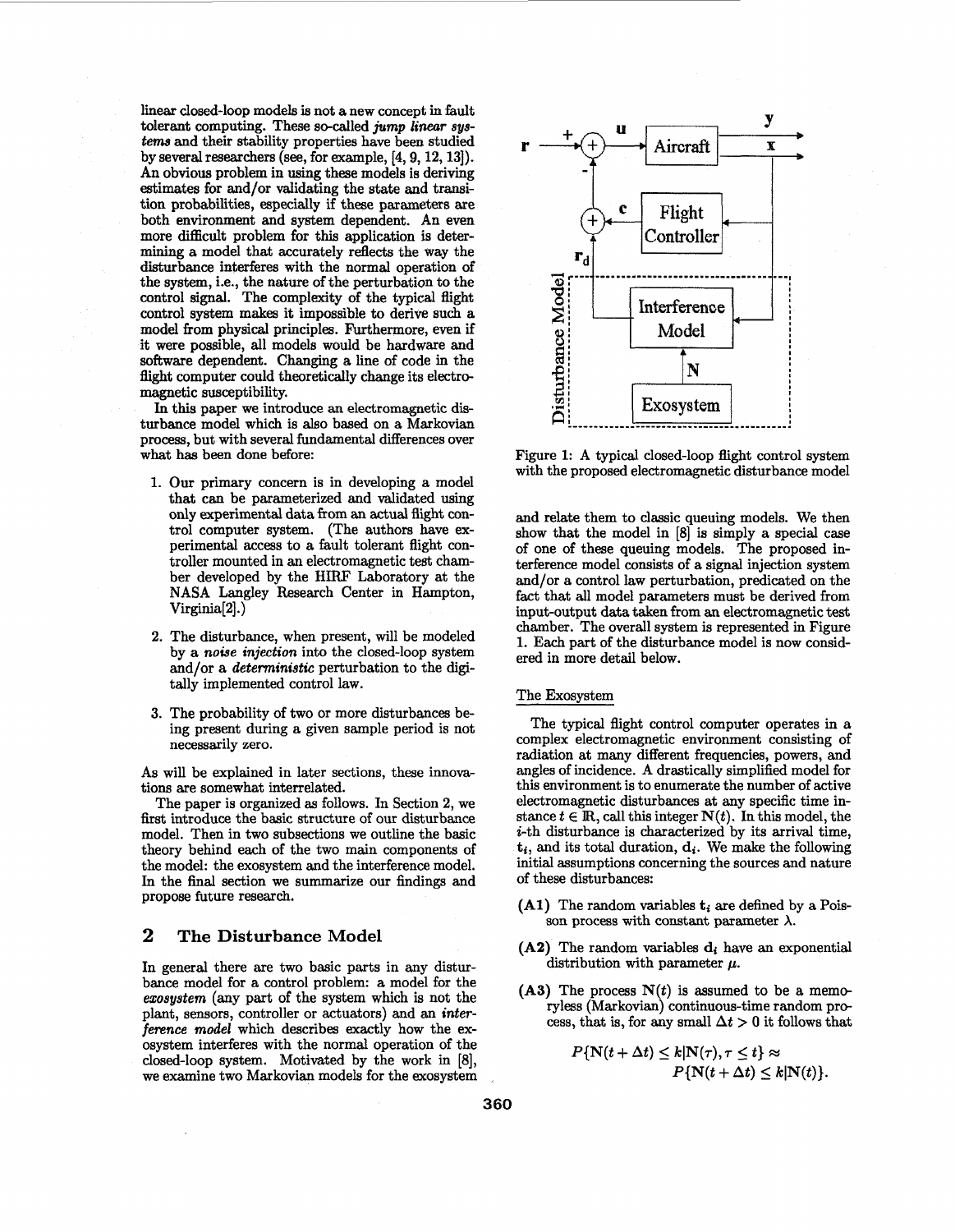linear closed-loop models is not a new concept in fault tolerant computing. These so-called *jump linear systems* and their stability properties have been studied by several researchers (see, for example, [4, 9, 12, 13]). An obvious problem in using these models is deriving estimates for and/or validating the state and transition probabilities, especially if these parameters are both environment and system dependent. An even more difficult problem for this application is determining a model that accurately reflects the way the disturbance interferes with the normal operation of the system, i.e., the nature of the perturbation to the control signal. The complexity of the typical flight control system makes it impossible to derive such a model from physical principles. Furthermore, even if it were possible, all models would be hardware and software dependent. Changing a line of code in the flight computer could theoretically change its electromagnetic susceptibility.

In this paper we introduce an electromagnetic disturbance model which is also based on a Markovian process, but with several fundamental differences over what has been done before:

1. Our primary concern is in developing a model that can be parameterized and validated using only experimental data from an actual flight control computer system. (The authors have experimental access to a fault tolerant flight controller mounted in an electromagnetic test chamber developed by the HIRF Laboratory at the NASA Langley Research Center in Hampton, Virginia[2].)
2. The disturbance, when present, will be modeled by a *noise injection* into the closed-loop system and/or a *deterministic* perturbation to the digitally implemented control law.
3. The probability of two or more disturbances being present during a given sample period is not necessarily zero.

As will be explained in later sections, these innovations are somewhat interrelated.

The paper is organized as follows. In Section 2, we first introduce the basic structure of our disturbance model. Then in two subsections we outline the basic theory behind each of the two main components of the model: the exosystem and the interference model. In the final section we summarize our findings and propose future research.

## 2 The Disturbance Model

In general there are two basic parts in any disturbance model for a control problem: a model for the *exosystem* (any part of the system which is not the plant, sensors, controller or actuators) and an *interference model* which describes exactly how the exosystem interferes with the normal operation of the closed-loop system. Motivated by the work in [8], we examine two Markovian models for the exosystem and relate them to classic queuing models. We then show that the model in [8] is simply a special case of one of these queuing models. The proposed interference model consists of a signal injection system and/or a control law perturbation, predicated on the fact that all model parameters must be derived from input-output data taken from an electromagnetic test chamber. The overall system is represented in Figure 1. Each part of the disturbance model is now considered in more detail below.

Figure 1: A typical closed-loop flight control system with the proposed electromagnetic disturbance model

### The Exosystem

The typical flight control computer operates in a complex electromagnetic environment consisting of radiation at many different frequencies, powers, and angles of incidence. A drastically simplified model for this environment is to enumerate the number of active electromagnetic disturbances at any specific time instance $t \in \mathbb{R}$, call this integer $\mathbf{N}(t)$. In this model, the $i$-th disturbance is characterized by its arrival time, $\mathbf{t}_i$, and its total duration, $\mathbf{d}_i$. We make the following initial assumptions concerning the sources and nature of these disturbances:

- **(A1)** The random variables $\mathbf{t}_i$ are defined by a Poisson process with constant parameter $\lambda$.
- **(A2)** The random variables $\mathbf{d}_i$ have an exponential distribution with parameter $\mu$.
- **(A3)** The process $\mathbf{N}(t)$ is assumed to be a memoryless (Markovian) continuous-time random process, that is, for any small $\Delta t > 0$ it follows that

$$P\{\mathbf{N}(t + \Delta t) \leq k | \mathbf{N}(\tau), \tau \leq t\} \approx P\{\mathbf{N}(t + \Delta t) \leq k | \mathbf{N}(t)\}.$$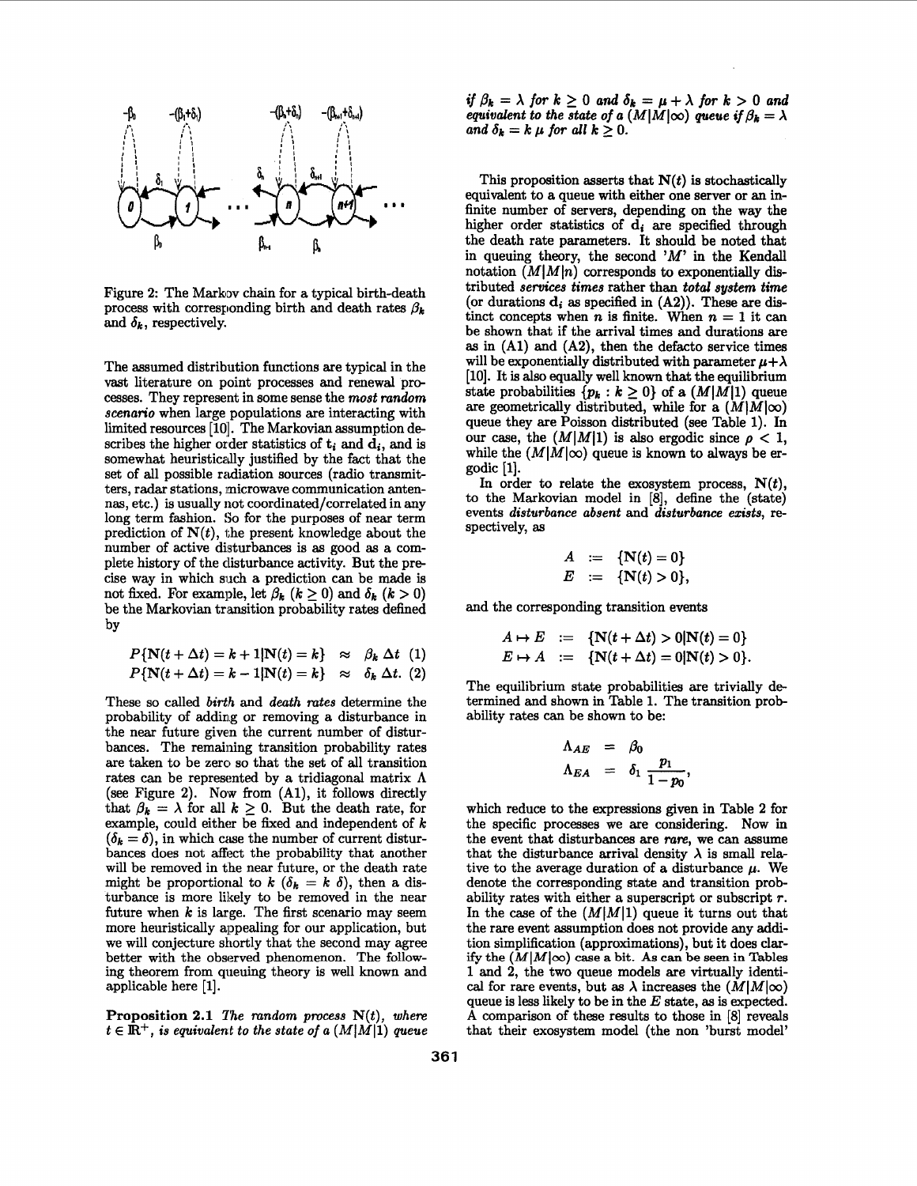Figure 2: The Markov chain for a typical birth-death process with corresponding birth and death rates $\beta_k$ and $\delta_k$, respectively.

The assumed distribution functions are typical in the vast literature on point processes and renewal processes. They represent in some sense the *most random scenario* when large populations are interacting with limited resources [10]. The Markovian assumption describes the higher order statistics of $\mathbf{t}_i$ and $\mathbf{d}_i$, and is somewhat heuristically justified by the fact that the set of all possible radiation sources (radio transmitters, radar stations, microwave communication antennas, etc.) is usually not coordinated/correlated in any long term fashion. So for the purposes of near term prediction of $\mathbf{N}(t)$, the present knowledge about the number of active disturbances is as good as a complete history of the disturbance activity. But the precise way in which such a prediction can be made is not fixed. For example, let $\beta_k$ ($k \geq 0$) and $\delta_k$ ($k > 0$) be the Markovian transition probability rates defined by

$$P\{\mathbf{N}(t+\Delta t) = k+1 | \mathbf{N}(t) = k\} \approx \beta_k \, \Delta t \quad (1)$$

$$P\{\mathbf{N}(t+\Delta t) = k-1 | \mathbf{N}(t) = k\} \approx \delta_k \, \Delta t. \quad (2)$$

These so called *birth* and *death rates* determine the probability of adding or removing a disturbance in the near future given the current number of disturbances. The remaining transition probability rates are taken to be zero so that the set of all transition rates can be represented by a tridiagonal matrix $\Lambda$ (see Figure 2). Now from (A1), it follows directly that $\beta_k = \lambda$ for all $k \geq 0$. But the death rate, for example, could either be fixed and independent of $k$ ($\delta_k = \delta$), in which case the number of current disturbances does not affect the probability that another will be removed in the near future, or the death rate might be proportional to $k$ ($\delta_k = k\,\delta$), then a disturbance is more likely to be removed in the near future when $k$ is large. The first scenario may seem more heuristically appealing for our application, but we will conjecture shortly that the second may agree better with the observed phenomenon. The following theorem from queuing theory is well known and applicable here [1].

**Proposition 2.1** *The random process $\mathbf{N}(t)$, where $t \in \mathbb{R}^+$, is equivalent to the state of a $(M|M|1)$ queue if $\beta_k = \lambda$ for $k \geq 0$ and $\delta_k = \mu + \lambda$ for $k > 0$ and equivalent to the state of a $(M|M|\infty)$ queue if $\beta_k = \lambda$ and $\delta_k = k\,\mu$ for all $k \geq 0$.*

This proposition asserts that $\mathbf{N}(t)$ is stochastically equivalent to a queue with either one server or an infinite number of servers, depending on the way the higher order statistics of $\mathbf{d}_i$ are specified through the death rate parameters. It should be noted that in queuing theory, the second '$M$' in the Kendall notation ($M|M|n$) corresponds to exponentially distributed *services times* rather than *total system time* (or durations $\mathbf{d}_i$ as specified in (A2)). These are distinct concepts when $n$ is finite. When $n = 1$ it can be shown that if the arrival times and durations are as in (A1) and (A2), then the defacto service times will be exponentially distributed with parameter $\mu+\lambda$ [10]. It is also equally well known that the equilibrium state probabilities $\{p_k : k \geq 0\}$ of a $(M|M|1)$ queue are geometrically distributed, while for a $(M|M|\infty)$ queue they are Poisson distributed (see Table 1). In our case, the $(M|M|1)$ is also ergodic since $\rho < 1$, while the $(M|M|\infty)$ queue is known to always be ergodic [1].

In order to relate the exosystem process, $\mathbf{N}(t)$, to the Markovian model in [8], define the (state) events *disturbance absent* and *disturbance exists*, respectively, as

$$A := \{\mathbf{N}(t) = 0\}$$
$$E := \{\mathbf{N}(t) > 0\},$$

and the corresponding transition events

$$A \mapsto E := \{\mathbf{N}(t+\Delta t) > 0 | \mathbf{N}(t) = 0\}$$
$$E \mapsto A := \{\mathbf{N}(t+\Delta t) = 0 | \mathbf{N}(t) > 0\}.$$

The equilibrium state probabilities are trivially determined and shown in Table 1. The transition probability rates can be shown to be:

$$\Lambda_{AE} = \beta_0$$
$$\Lambda_{EA} = \delta_1 \frac{p_1}{1-p_0},$$

which reduce to the expressions given in Table 2 for the specific processes we are considering. Now in the event that disturbances are *rare*, we can assume that the disturbance arrival density $\lambda$ is small relative to the average duration of a disturbance $\mu$. We denote the corresponding state and transition probability rates with either a superscript or subscript $r$. In the case of the $(M|M|1)$ queue it turns out that the rare event assumption does not provide any addition simplification (approximations), but it does clarify the $(M|M|\infty)$ case a bit. As can be seen in Tables 1 and 2, the two queue models are virtually identical for rare events, but as $\lambda$ increases the $(M|M|\infty)$ queue is less likely to be in the $E$ state, as is expected. A comparison of these results to those in [8] reveals that their exosystem model (the non 'burst model'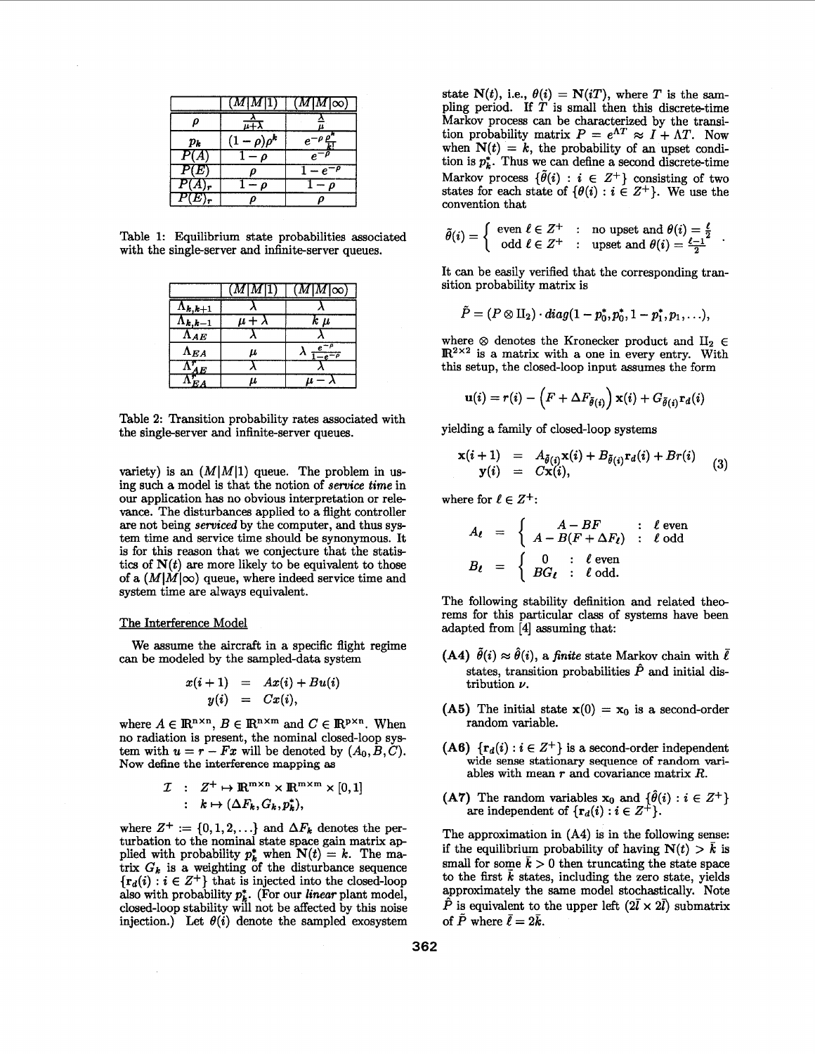|  | $(M\|M\|1)$ | $(M\|M\|\infty)$ |
|---|---|---|
| $\rho$ | $\frac{\lambda}{\mu+\lambda}$ | $\frac{\lambda}{\mu}$ |
| $p_k$ | $(1-\rho)\rho^k$ | $e^{-\rho}\frac{\rho^k}{k!}$ |
| $P(A)$ | $1-\rho$ | $e^{-\rho}$ |
| $P(E)$ | $\rho$ | $1-e^{-\rho}$ |
| $P(A)_r$ | $1-\rho$ | $1-\rho$ |
| $P(E)_r$ | $\rho$ | $\rho$ |

Table 1: Equilibrium state probabilities associated with the single-server and infinite-server queues.

|  | $(M\|M\|1)$ | $(M\|M\|\infty)$ |
|---|---|---|
| $\Lambda_{k,k+1}$ | $\lambda$ | $\lambda$ |
| $\Lambda_{k,k-1}$ | $\mu+\lambda$ | $k\,\mu$ |
| $\Lambda_{AE}$ | $\lambda$ | $\lambda$ |
| $\Lambda_{EA}$ | $\mu$ | $\lambda\,\frac{e^{-\rho}}{1-e^{-\rho}}$ |
| $\Lambda_{AE}^r$ | $\lambda$ | $\lambda$ |
| $\Lambda_{EA}^r$ | $\mu$ | $\mu-\lambda$ |

Table 2: Transition probability rates associated with the single-server and infinite-server queues.

variety) is an $(M|M|1)$ queue. The problem in using such a model is that the notion of *service time* in our application has no obvious interpretation or relevance. The disturbances applied to a flight controller are not being *serviced* by the computer, and thus system time and service time should be synonymous. It is for this reason that we conjecture that the statistics of $\mathbf{N}(t)$ are more likely to be equivalent to those of a $(M|M|\infty)$ queue, where indeed service time and system time are always equivalent.

## The Interference Model

We assume the aircraft in a specific flight regime can be modeled by the sampled-data system

$$
\begin{aligned}
x(i+1) &= Ax(i) + Bu(i) \\
y(i) &= Cx(i),
\end{aligned}
$$

where $A \in \mathbb{R}^{n\times n}$, $B \in \mathbb{R}^{n\times m}$ and $C \in \mathbb{R}^{p\times n}$. When no radiation is present, the nominal closed-loop system with $u = r - Fx$ will be denoted by $(A_0, B, C)$. Now define the interference mapping as

$$
\begin{aligned}
\mathcal{I} &: Z^+ \mapsto \mathbb{R}^{m\times n} \times \mathbb{R}^{m\times m} \times [0,1] \\
&: k \mapsto (\Delta F_k, G_k, p_k^*),
\end{aligned}
$$

where $Z^+ := \{0,1,2,\ldots\}$ and $\Delta F_k$ denotes the perturbation to the nominal state space gain matrix applied with probability $p_k^*$ when $\mathbf{N}(t) = k$. The matrix $G_k$ is a weighting of the disturbance sequence $\{\mathbf{r}_d(i) : i \in Z^+\}$ that is injected into the closed-loop also with probability $p_k^*$. (For our *linear* plant model, closed-loop stability will not be affected by this noise injection.) Let $\theta(i)$ denote the sampled exosystem state $\mathbf{N}(t)$, i.e., $\theta(i) = \mathbf{N}(iT)$, where $T$ is the sampling period. If $T$ is small then this discrete-time Markov process can be characterized by the transition probability matrix $P = e^{\Lambda T} \approx I + \Lambda T$. Now when $\mathbf{N}(t) = k$, the probability of an upset condition is $p_k^*$. Thus we can define a second discrete-time Markov process $\{\tilde{\theta}(i) : i \in Z^+\}$ consisting of two states for each state of $\{\theta(i) : i \in Z^+\}$. We use the convention that

$$
\tilde{\theta}(i) = \begin{cases} \text{even } \ell \in Z^+ & : \text{ no upset and } \theta(i) = \frac{\ell}{2} \\ \text{odd } \ell \in Z^+ & : \text{ upset and } \theta(i) = \frac{\ell-1}{2} \end{cases}.
$$

It can be easily verified that the corresponding transition probability matrix is

$$
\tilde{P} = (P \otimes \amalg_2) \cdot diag(1-p_0^*, p_0^*, 1-p_1^*, p_1, \ldots),
$$

where $\otimes$ denotes the Kronecker product and $\amalg_2 \in \mathbb{R}^{2\times 2}$ is a matrix with a one in every entry. With this setup, the closed-loop input assumes the form

$$
\mathbf{u}(i) = r(i) - \left(F + \Delta F_{\tilde{\theta}(i)}\right)\mathbf{x}(i) + G_{\tilde{\theta}(i)}\mathbf{r}_d(i)
$$

yielding a family of closed-loop systems

$$
\begin{aligned}
\mathbf{x}(i+1) &= A_{\tilde{\theta}(i)}\mathbf{x}(i) + B_{\tilde{\theta}(i)}\mathbf{r}_d(i) + Br(i) \\
\mathbf{y}(i) &= C\mathbf{x}(i),
\end{aligned} \tag{3}
$$

where for $\ell \in Z^+$:

$$
\begin{aligned}
A_\ell &= \begin{cases} A - BF & : \ \ell \text{ even} \\ A - B(F + \Delta F_\ell) & : \ \ell \text{ odd} \end{cases} \\
B_\ell &= \begin{cases} 0 & : \ \ell \text{ even} \\ BG_\ell & : \ \ell \text{ odd.} \end{cases}
\end{aligned}
$$

The following stability definition and related theorems for this particular class of systems have been adapted from [4] assuming that:

**(A4)** $\tilde{\theta}(i) \approx \hat{\theta}(i)$, a *finite* state Markov chain with $\bar{\ell}$ states, transition probabilities $\hat{P}$ and initial distribution $\nu$.

**(A5)** The initial state $\mathbf{x}(0) = \mathbf{x}_0$ is a second-order random variable.

**(A6)** $\{\mathbf{r}_d(i) : i \in Z^+\}$ is a second-order independent wide sense stationary sequence of random variables with mean $r$ and covariance matrix $R$.

**(A7)** The random variables $\mathbf{x}_0$ and $\{\hat{\theta}(i) : i \in Z^+\}$ are independent of $\{\mathbf{r}_d(i) : i \in Z^+\}$.

The approximation in (A4) is in the following sense: if the equilibrium probability of having $\mathbf{N}(t) > \bar{k}$ is small for some $\bar{k} > 0$ then truncating the state space to the first $\bar{k}$ states, including the zero state, yields approximately the same model stochastically. Note $\hat{P}$ is equivalent to the upper left $(2\bar{l} \times 2\bar{l})$ submatrix of $\tilde{P}$ where $\bar{\ell} = 2\bar{k}$.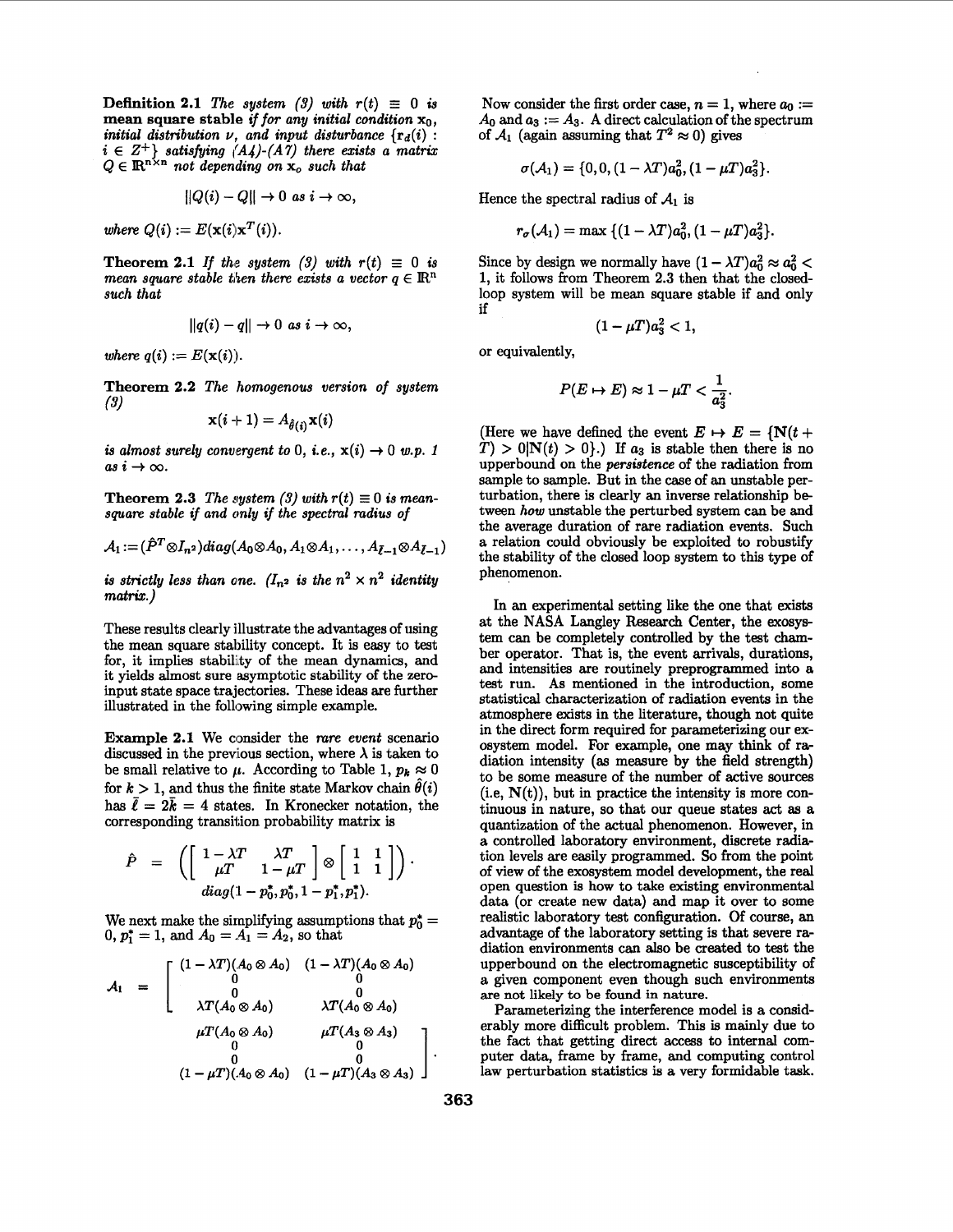**Definition 2.1** *The system (3) with $r(t) \equiv 0$ is* **mean square stable** *if for any initial condition $\mathbf{x}_0$, initial distribution $\nu$, and input disturbance $\{\mathbf{r}_d(i) : i \in Z^+\}$ satisfying (A4)-(A7) there exists a matrix $Q \in \mathbb{R}^{n \times n}$ not depending on $\mathbf{x}_o$ such that*

$$\|Q(i) - Q\| \to 0 \text{ as } i \to \infty,$$

*where $Q(i) := E(\mathbf{x}(i)\mathbf{x}^T(i))$.*

**Theorem 2.1** *If the system (3) with $r(t) \equiv 0$ is mean square stable then there exists a vector $q \in \mathbb{R}^n$ such that*

$$\|q(i) - q\| \to 0 \text{ as } i \to \infty,$$

*where $q(i) := E(\mathbf{x}(i))$.*

**Theorem 2.2** *The homogenous version of system (3)*

$$\mathbf{x}(i+1) = A_{\hat{\theta}(i)}\mathbf{x}(i)$$

*is almost surely convergent to 0, i.e., $\mathbf{x}(i) \to 0$ w.p. 1 as $i \to \infty$.*

**Theorem 2.3** *The system (3) with $r(t) \equiv 0$ is mean-square stable if and only if the spectral radius of*

$$\mathcal{A}_1 := (\hat{P}^T \otimes I_{n^2}) diag(A_0 \otimes A_0, A_1 \otimes A_1, \ldots, A_{\bar{l}-1} \otimes A_{\bar{l}-1})$$

*is strictly less than one. ($I_{n^2}$ is the $n^2 \times n^2$ identity matrix.)*

These results clearly illustrate the advantages of using the mean square stability concept. It is easy to test for, it implies stability of the mean dynamics, and it yields almost sure asymptotic stability of the zero-input state space trajectories. These ideas are further illustrated in the following simple example.

**Example 2.1** We consider the *rare event* scenario discussed in the previous section, where $\lambda$ is taken to be small relative to $\mu$. According to Table 1, $p_k \approx 0$ for $k > 1$, and thus the finite state Markov chain $\hat{\theta}(i)$ has $\bar{l} = 2\bar{k} = 4$ states. In Kronecker notation, the corresponding transition probability matrix is

$$\hat{P} = \left( \begin{bmatrix} 1-\lambda T & \lambda T \\ \mu T & 1-\mu T \end{bmatrix} \otimes \begin{bmatrix} 1 & 1 \\ 1 & 1 \end{bmatrix} \right) \cdot diag(1-p_0^*, p_0^*, 1-p_1^*, p_1^*).$$

We next make the simplifying assumptions that $p_0^* = 0$, $p_1^* = 1$, and $A_0 = A_1 = A_2$, so that

$$\mathcal{A}_1 = \begin{bmatrix} (1-\lambda T)(A_0 \otimes A_0) & (1-\lambda T)(A_0 \otimes A_0) & \mu T(A_0 \otimes A_0) & \mu T(A_3 \otimes A_3) \\ 0 & 0 & 0 & 0 \\ 0 & 0 & 0 & 0 \\ \lambda T(A_0 \otimes A_0) & \lambda T(A_0 \otimes A_0) & (1-\mu T)(A_0 \otimes A_0) & (1-\mu T)(A_3 \otimes A_3) \end{bmatrix}.$$

Now consider the first order case, $n = 1$, where $a_0 := A_0$ and $a_3 := A_3$. A direct calculation of the spectrum of $\mathcal{A}_1$ (again assuming that $T^2 \approx 0$) gives

$$\sigma(\mathcal{A}_1) = \{0, 0, (1-\lambda T)a_0^2, (1-\mu T)a_3^2\}.$$

Hence the spectral radius of $\mathcal{A}_1$ is

$$r_\sigma(\mathcal{A}_1) = \max\{(1-\lambda T)a_0^2, (1-\mu T)a_3^2\}.$$

Since by design we normally have $(1-\lambda T)a_0^2 \approx a_0^2 < 1$, it follows from Theorem 2.3 then that the closed-loop system will be mean square stable if and only if

$$(1-\mu T)a_3^2 < 1,$$

or equivalently,

$$P(E \mapsto E) \approx 1 - \mu T < \frac{1}{a_3^2}.$$

(Here we have defined the event $E \mapsto E = \{\mathbf{N}(t + T) > 0 | \mathbf{N}(t) > 0\}$.) If $a_3$ is stable then there is no upperbound on the *persistence* of the radiation from sample to sample. But in the case of an unstable perturbation, there is clearly an inverse relationship between *how* unstable the perturbed system can be and the average duration of rare radiation events. Such a relation could obviously be exploited to robustify the stability of the closed loop system to this type of phenomenon.

In an experimental setting like the one that exists at the NASA Langley Research Center, the exosystem can be completely controlled by the test chamber operator. That is, the event arrivals, durations, and intensities are routinely preprogrammed into a test run. As mentioned in the introduction, some statistical characterization of radiation events in the atmosphere exists in the literature, though not quite in the direct form required for parameterizing our exosystem model. For example, one may think of radiation intensity (as measure by the field strength) to be some measure of the number of active sources (i.e, $\mathbf{N}(t)$), but in practice the intensity is more continuous in nature, so that our queue states act as a quantization of the actual phenomenon. However, in a controlled laboratory environment, discrete radiation levels are easily programmed. So from the point of view of the exosystem model development, the real open question is how to take existing environmental data (or create new data) and map it over to some realistic laboratory test configuration. Of course, an advantage of the laboratory setting is that severe radiation environments can also be created to test the upperbound on the electromagnetic susceptibility of a given component even though such environments are not likely to be found in nature.

Parameterizing the interference model is a considerably more difficult problem. This is mainly due to the fact that getting direct access to internal computer data, frame by frame, and computing control law perturbation statistics is a very formidable task.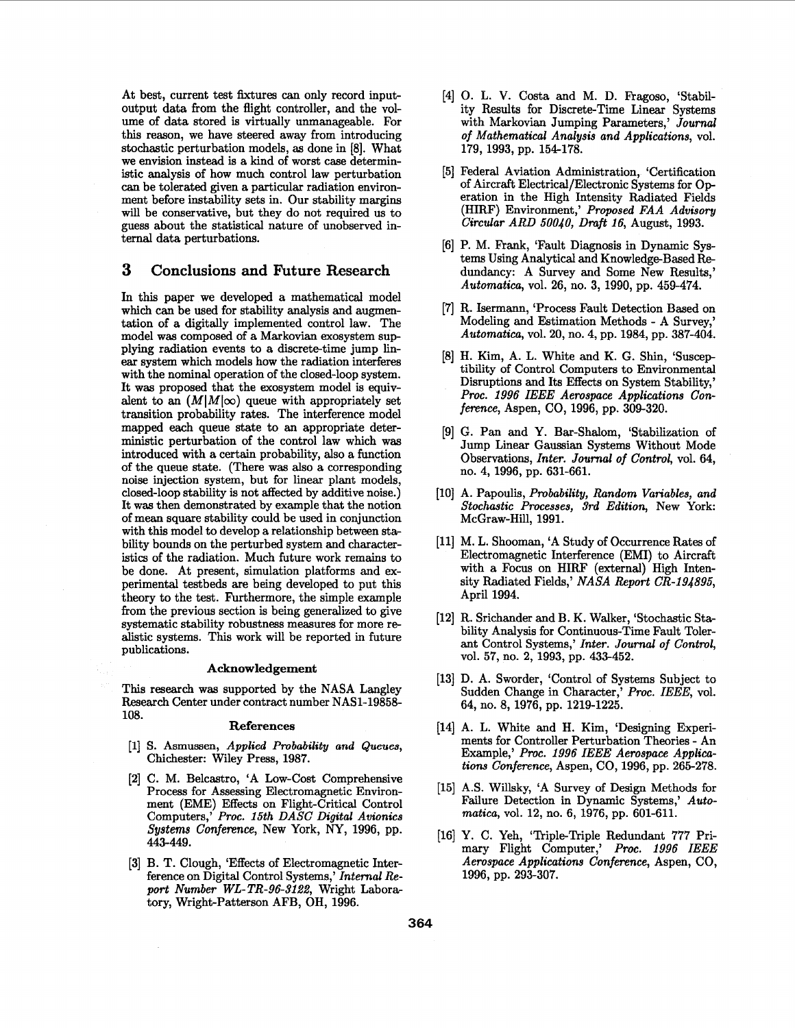At best, current test fixtures can only record input-output data from the flight controller, and the volume of data stored is virtually unmanageable. For this reason, we have steered away from introducing stochastic perturbation models, as done in [8]. What we envision instead is a kind of worst case deterministic analysis of how much control law perturbation can be tolerated given a particular radiation environment before instability sets in. Our stability margins will be conservative, but they do not required us to guess about the statistical nature of unobserved internal data perturbations.

## 3 Conclusions and Future Research

In this paper we developed a mathematical model which can be used for stability analysis and augmentation of a digitally implemented control law. The model was composed of a Markovian exosystem supplying radiation events to a discrete-time jump linear system which models how the radiation interferes with the nominal operation of the closed-loop system. It was proposed that the exosystem model is equivalent to an $(M|M|\infty)$ queue with appropriately set transition probability rates. The interference model mapped each queue state to an appropriate deterministic perturbation of the control law which was introduced with a certain probability, also a function of the queue state. (There was also a corresponding noise injection system, but for linear plant models, closed-loop stability is not affected by additive noise.) It was then demonstrated by example that the notion of mean square stability could be used in conjunction with this model to develop a relationship between stability bounds on the perturbed system and characteristics of the radiation. Much future work remains to be done. At present, simulation platforms and experimental testbeds are being developed to put this theory to the test. Furthermore, the simple example from the previous section is being generalized to give systematic stability robustness measures for more realistic systems. This work will be reported in future publications.

### Acknowledgement

This research was supported by the NASA Langley Research Center under contract number NAS1-19858-108.

### References

[1] S. Asmussen, *Applied Probability and Queues*, Chichester: Wiley Press, 1987.

[2] C. M. Belcastro, 'A Low-Cost Comprehensive Process for Assessing Electromagnetic Environment (EME) Effects on Flight-Critical Control Computers,' *Proc. 15th DASC Digital Avionics Systems Conference*, New York, NY, 1996, pp. 443-449.

[3] B. T. Clough, 'Effects of Electromagnetic Interference on Digital Control Systems,' *Internal Report Number WL-TR-96-3122*, Wright Laboratory, Wright-Patterson AFB, OH, 1996.

[4] O. L. V. Costa and M. D. Fragoso, 'Stability Results for Discrete-Time Linear Systems with Markovian Jumping Parameters,' *Journal of Mathematical Analysis and Applications*, vol. 179, 1993, pp. 154-178.

[5] Federal Aviation Administration, 'Certification of Aircraft Electrical/Electronic Systems for Operation in the High Intensity Radiated Fields (HIRF) Environment,' *Proposed FAA Advisory Circular ARD 50040, Draft 16*, August, 1993.

[6] P. M. Frank, 'Fault Diagnosis in Dynamic Systems Using Analytical and Knowledge-Based Redundancy: A Survey and Some New Results,' *Automatica*, vol. 26, no. 3, 1990, pp. 459-474.

[7] R. Isermann, 'Process Fault Detection Based on Modeling and Estimation Methods - A Survey,' *Automatica*, vol. 20, no. 4, pp. 1984, pp. 387-404.

[8] H. Kim, A. L. White and K. G. Shin, 'Susceptibility of Control Computers to Environmental Disruptions and Its Effects on System Stability,' *Proc. 1996 IEEE Aerospace Applications Conference*, Aspen, CO, 1996, pp. 309-320.

[9] G. Pan and Y. Bar-Shalom, 'Stabilization of Jump Linear Gaussian Systems Without Mode Observations, *Inter. Journal of Control*, vol. 64, no. 4, 1996, pp. 631-661.

[10] A. Papoulis, *Probability, Random Variables, and Stochastic Processes, 3rd Edition*, New York: McGraw-Hill, 1991.

[11] M. L. Shooman, 'A Study of Occurrence Rates of Electromagnetic Interference (EMI) to Aircraft with a Focus on HIRF (external) High Intensity Radiated Fields,' *NASA Report CR-194895*, April 1994.

[12] R. Srichander and B. K. Walker, 'Stochastic Stability Analysis for Continuous-Time Fault Tolerant Control Systems,' *Inter. Journal of Control*, vol. 57, no. 2, 1993, pp. 433-452.

[13] D. A. Sworder, 'Control of Systems Subject to Sudden Change in Character,' *Proc. IEEE*, vol. 64, no. 8, 1976, pp. 1219-1225.

[14] A. L. White and H. Kim, 'Designing Experiments for Controller Perturbation Theories - An Example,' *Proc. 1996 IEEE Aerospace Applications Conference*, Aspen, CO, 1996, pp. 265-278.

[15] A.S. Willsky, 'A Survey of Design Methods for Failure Detection in Dynamic Systems,' *Automatica*, vol. 12, no. 6, 1976, pp. 601-611.

[16] Y. C. Yeh, 'Triple-Triple Redundant 777 Primary Flight Computer,' *Proc. 1996 IEEE Aerospace Applications Conference*, Aspen, CO, 1996, pp. 293-307.